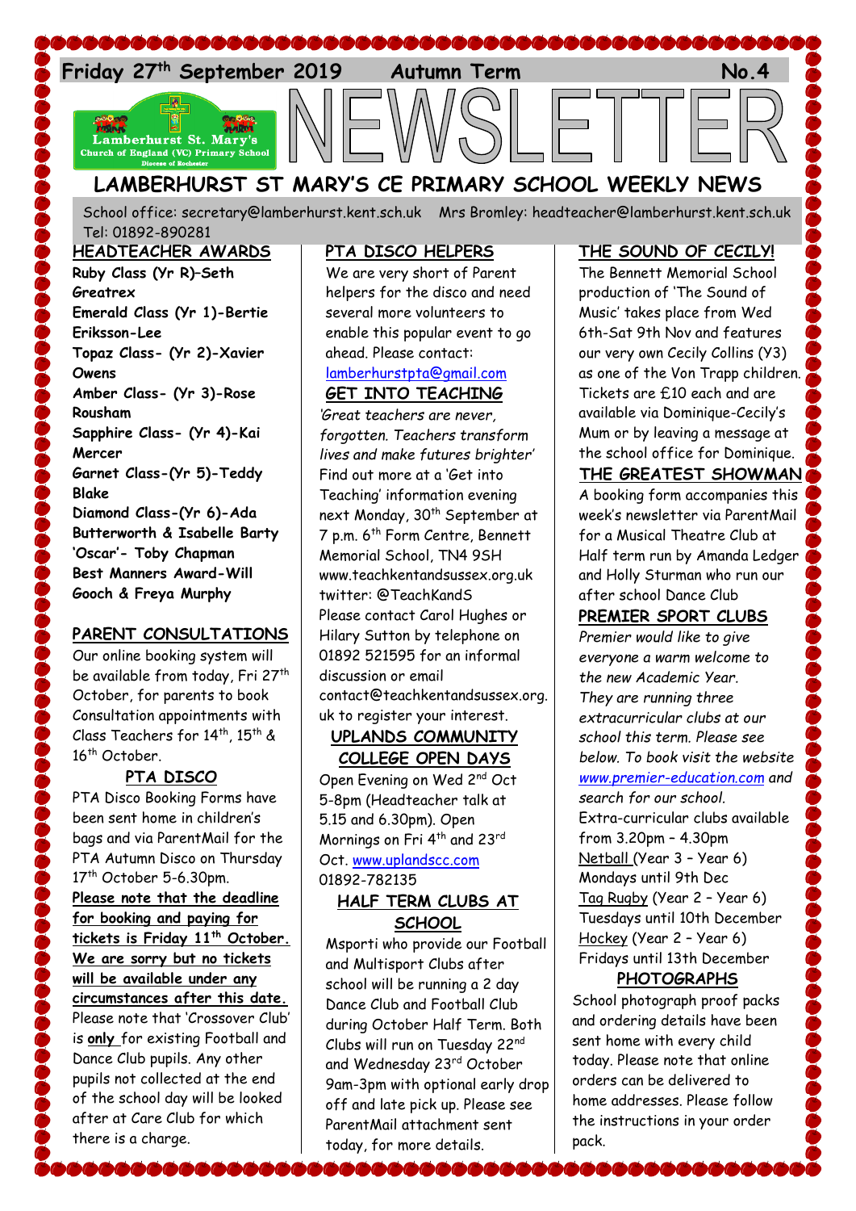**Friday 27th September 2019 Autumn Term No.4**

# NEWSLETTER

## LAMBERHURST ST MARY'S CE PRIMARY SCHOOL WEEKLY NEWS

School office: secretary@lamberhurst.kent.sch.uk Mrs Bromley: headteacher@lamberhurst.kent.sch.uk Tel: 01892-890281

### HEADTEACHER AWARDS

**Ruby Class (Yr R)–Seth Greatrex**
**Emerald Class (Yr 1)-Bertie Eriksson-Lee**
**Topaz Class- (Yr 2)-Xavier Owens**
**Amber Class- (Yr 3)-Rose Rousham**
**Sapphire Class- (Yr 4)-Kai Mercer**
**Garnet Class-(Yr 5)-Teddy Blake**
**Diamond Class-(Yr 6)-Ada Butterworth & Isabelle Barty**
**'Oscar'- Toby Chapman**
**Best Manners Award-Will Gooch & Freya Murphy**

### PARENT CONSULTATIONS

Our online booking system will be available from today, Fri 27th October, for parents to book Consultation appointments with Class Teachers for 14th, 15th & 16th October.

### PTA DISCO

PTA Disco Booking Forms have been sent home in children's bags and via ParentMail for the PTA Autumn Disco on Thursday 17th October 5-6.30pm. **Please note that the deadline for booking and paying for tickets is Friday 11th October. We are sorry but no tickets will be available under any circumstances after this date.** Please note that 'Crossover Club' is **only** for existing Football and Dance Club pupils. Any other pupils not collected at the end of the school day will be looked after at Care Club for which there is a charge.

### PTA DISCO HELPERS

We are very short of Parent helpers for the disco and need several more volunteers to enable this popular event to go ahead. Please contact: lamberhurstpta@gmail.com

### GET INTO TEACHING

*'Great teachers are never, forgotten. Teachers transform lives and make futures brighter'* Find out more at a 'Get into Teaching' information evening next Monday, 30th September at 7 p.m. 6th Form Centre, Bennett Memorial School, TN4 9SH www.teachkentandsussex.org.uk twitter: @TeachKandS Please contact Carol Hughes or Hilary Sutton by telephone on 01892 521595 for an informal discussion or email contact@teachkentandsussex.org.uk to register your interest.

### UPLANDS COMMUNITY COLLEGE OPEN DAYS

Open Evening on Wed 2nd Oct 5-8pm (Headteacher talk at 5.15 and 6.30pm). Open Mornings on Fri 4th and 23rd Oct. www.uplandscc.com 01892-782135

### HALF TERM CLUBS AT SCHOOL

Msporti who provide our Football and Multisport Clubs after school will be running a 2 day Dance Club and Football Club during October Half Term. Both Clubs will run on Tuesday 22nd and Wednesday 23rd October 9am-3pm with optional early drop off and late pick up. Please see ParentMail attachment sent today, for more details.

### THE SOUND OF CECILY!

The Bennett Memorial School production of 'The Sound of Music' takes place from Wed 6th-Sat 9th Nov and features our very own Cecily Collins (Y3) as one of the Von Trapp children. Tickets are £10 each and are available via Dominique-Cecily's Mum or by leaving a message at the school office for Dominique.

### THE GREATEST SHOWMAN

A booking form accompanies this week's newsletter via ParentMail for a Musical Theatre Club at Half term run by Amanda Ledger and Holly Sturman who run our after school Dance Club

### PREMIER SPORT CLUBS

*Premier would like to give everyone a warm welcome to the new Academic Year. They are running three extracurricular clubs at our school this term. Please see below. To book visit the website www.premier-education.com and search for our school.*
Extra-curricular clubs available from 3.20pm – 4.30pm
Netball (Year 3 – Year 6) Mondays until 9th Dec
Tag Rugby (Year 2 – Year 6) Tuesdays until 10th December
Hockey (Year 2 – Year 6) Fridays until 13th December

### PHOTOGRAPHS

School photograph proof packs and ordering details have been sent home with every child today. Please note that online orders can be delivered to home addresses. Please follow the instructions in your order pack.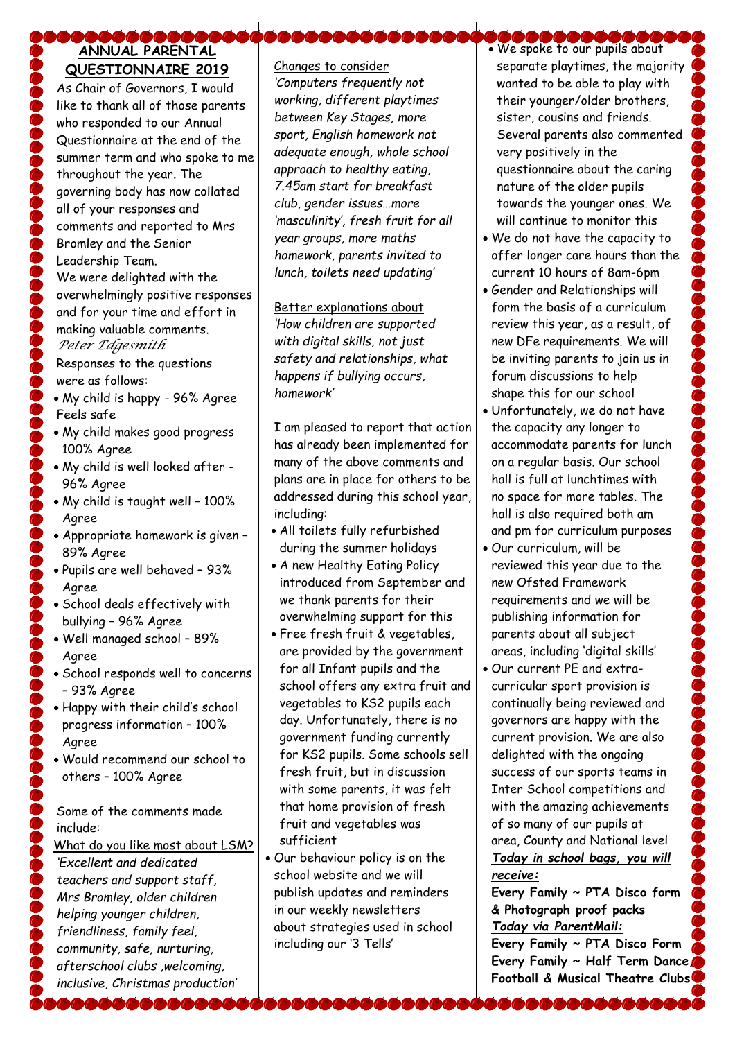## ANNUAL PARENTAL QUESTIONNAIRE 2019

As Chair of Governors, I would like to thank all of those parents who responded to our Annual Questionnaire at the end of the summer term and who spoke to me throughout the year. The governing body has now collated all of your responses and comments and reported to Mrs Bromley and the Senior Leadership Team.

We were delighted with the overwhelmingly positive responses and for your time and effort in making valuable comments.

*Peter Edgesmith*

Responses to the questions were as follows:

- My child is happy - 96% Agree Feels safe
- My child makes good progress 100% Agree
- My child is well looked after - 96% Agree
- My child is taught well – 100% Agree
- Appropriate homework is given – 89% Agree
- Pupils are well behaved – 93% Agree
- School deals effectively with bullying – 96% Agree
- Well managed school – 89% Agree
- School responds well to concerns – 93% Agree
- Happy with their child's school progress information – 100% Agree
- Would recommend our school to others – 100% Agree

Some of the comments made include:

What do you like most about LSM?

*'Excellent and dedicated teachers and support staff, Mrs Bromley, older children helping younger children, friendliness, family feel, community, safe, nurturing, afterschool clubs ,welcoming, inclusive, Christmas production'*

Changes to consider

*'Computers frequently not working, different playtimes between Key Stages, more sport, English homework not adequate enough, whole school approach to healthy eating, 7.45am start for breakfast club, gender issues…more 'masculinity', fresh fruit for all year groups, more maths homework, parents invited to lunch, toilets need updating'*

Better explanations about

*'How children are supported with digital skills, not just safety and relationships, what happens if bullying occurs, homework'*

I am pleased to report that action has already been implemented for many of the above comments and plans are in place for others to be addressed during this school year, including:

- All toilets fully refurbished during the summer holidays
- A new Healthy Eating Policy introduced from September and we thank parents for their overwhelming support for this
- Free fresh fruit & vegetables, are provided by the government for all Infant pupils and the school offers any extra fruit and vegetables to KS2 pupils each day. Unfortunately, there is no government funding currently for KS2 pupils. Some schools sell fresh fruit, but in discussion with some parents, it was felt that home provision of fresh fruit and vegetables was sufficient
- Our behaviour policy is on the school website and we will publish updates and reminders in our weekly newsletters about strategies used in school including our '3 Tells'
- We spoke to our pupils about separate playtimes, the majority wanted to be able to play with their younger/older brothers, sister, cousins and friends. Several parents also commented very positively in the questionnaire about the caring nature of the older pupils towards the younger ones. We will continue to monitor this
- We do not have the capacity to offer longer care hours than the current 10 hours of 8am-6pm
- Gender and Relationships will form the basis of a curriculum review this year, as a result, of new DFe requirements. We will be inviting parents to join us in forum discussions to help shape this for our school
- Unfortunately, we do not have the capacity any longer to accommodate parents for lunch on a regular basis. Our school hall is full at lunchtimes with no space for more tables. The hall is also required both am and pm for curriculum purposes
- Our curriculum, will be reviewed this year due to the new Ofsted Framework requirements and we will be publishing information for parents about all subject areas, including 'digital skills'
- Our current PE and extra-curricular sport provision is continually being reviewed and governors are happy with the current provision. We are also delighted with the ongoing success of our sports teams in Inter School competitions and with the amazing achievements of so many of our pupils at area, County and National level

***Today in school bags, you will receive:***

**Every Family ~ PTA Disco form & Photograph proof packs**

***Today via ParentMail:***

**Every Family ~ PTA Disco Form**
**Every Family ~ Half Term Dance, Football & Musical Theatre Clubs**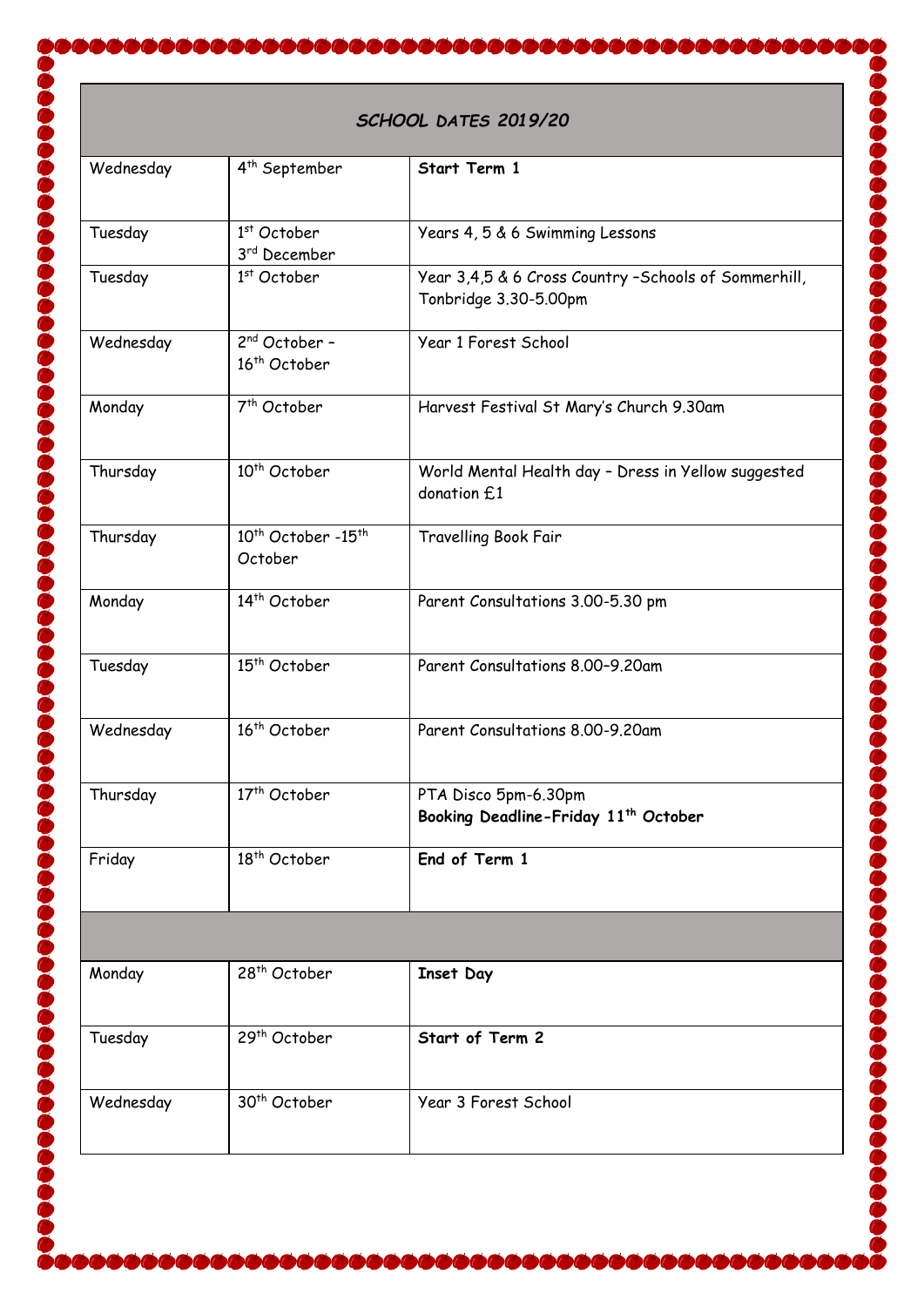| SCHOOL DATES 2019/20 | | |
|---|---|---|
| Wednesday | 4th September | **Start Term 1** |
| Tuesday | 1st October<br>3rd December | Years 4, 5 & 6 Swimming Lessons |
| Tuesday | 1st October | Year 3,4,5 & 6 Cross Country –Schools of Sommerhill, Tonbridge 3.30-5.00pm |
| Wednesday | 2nd October – 16th October | Year 1 Forest School |
| Monday | 7th October | Harvest Festival St Mary's Church 9.30am |
| Thursday | 10th October | World Mental Health day – Dress in Yellow suggested donation £1 |
| Thursday | 10th October -15th October | Travelling Book Fair |
| Monday | 14th October | Parent Consultations 3.00-5.30 pm |
| Tuesday | 15th October | Parent Consultations 8.00–9.20am |
| Wednesday | 16th October | Parent Consultations 8.00-9.20am |
| Thursday | 17th October | PTA Disco 5pm-6.30pm<br>**Booking Deadline-Friday 11th October** |
| Friday | 18th October | **End of Term 1** |
| | | |
| Monday | 28th October | **Inset Day** |
| Tuesday | 29th October | **Start of Term 2** |
| Wednesday | 30th October | Year 3 Forest School |